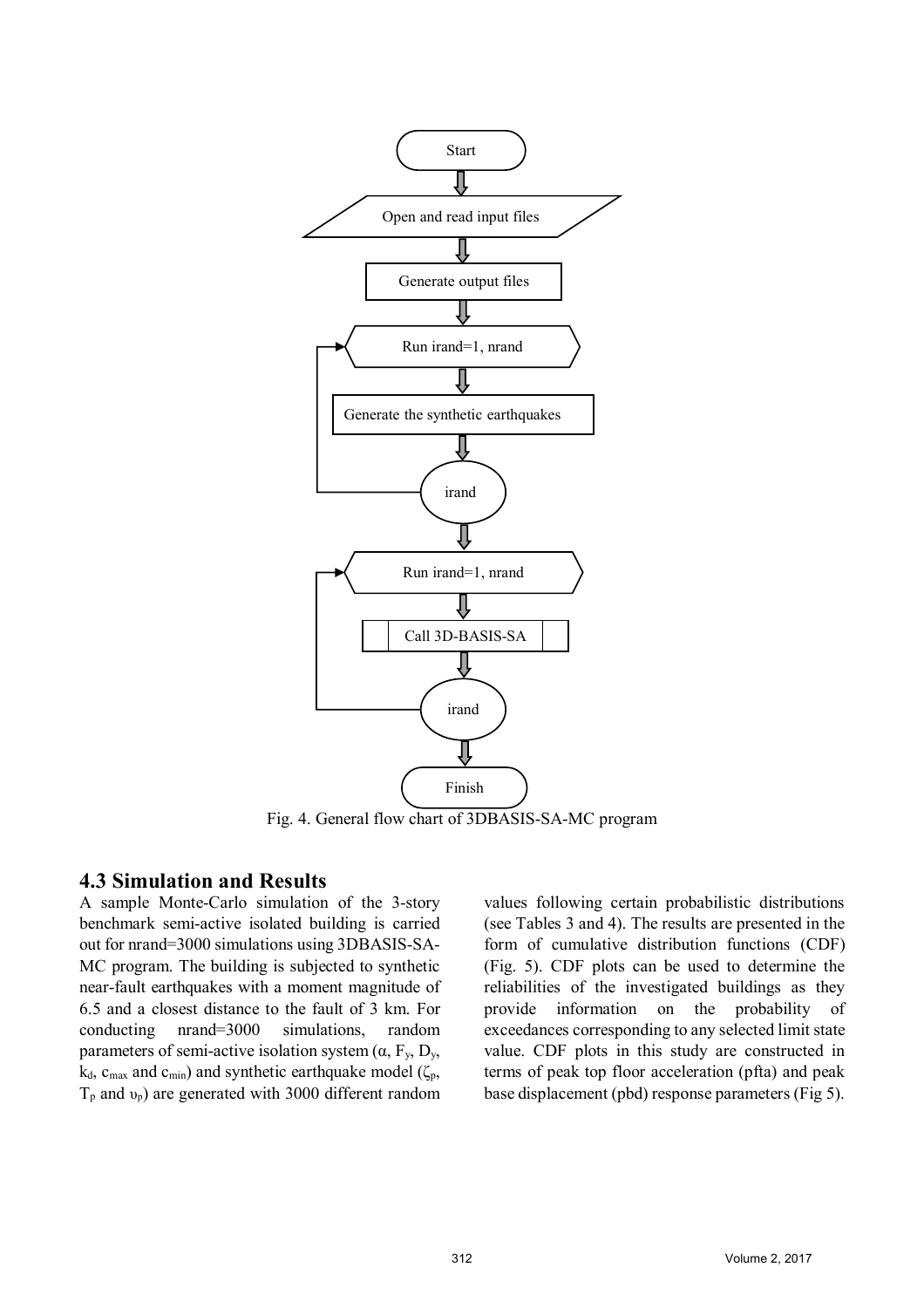Start

Open and read input files

Generate output files

Run irand=1, nrand

Generate the synthetic earthquakes

irand

Run irand=1, nrand

Call 3D-BASIS-SA

irand

Finish

Fig. 4. General flow chart of 3DBASIS-SA-MC program

## 4.3 Simulation and Results

A sample Monte-Carlo simulation of the 3-story benchmark semi-active isolated building is carried out for nrand=3000 simulations using 3DBASIS-SA-MC program. The building is subjected to synthetic near-fault earthquakes with a moment magnitude of 6.5 and a closest distance to the fault of 3 km. For conducting nrand=3000 simulations, random parameters of semi-active isolation system ($\alpha$, $F_y$, $D_y$, $k_d$, $c_{max}$ and $c_{min}$) and synthetic earthquake model ($\zeta_p$, $T_p$ and $\upsilon_p$) are generated with 3000 different random values following certain probabilistic distributions (see Tables 3 and 4). The results are presented in the form of cumulative distribution functions (CDF) (Fig. 5). CDF plots can be used to determine the reliabilities of the investigated buildings as they provide information on the probability of exceedances corresponding to any selected limit state value. CDF plots in this study are constructed in terms of peak top floor acceleration (pfta) and peak base displacement (pbd) response parameters (Fig 5).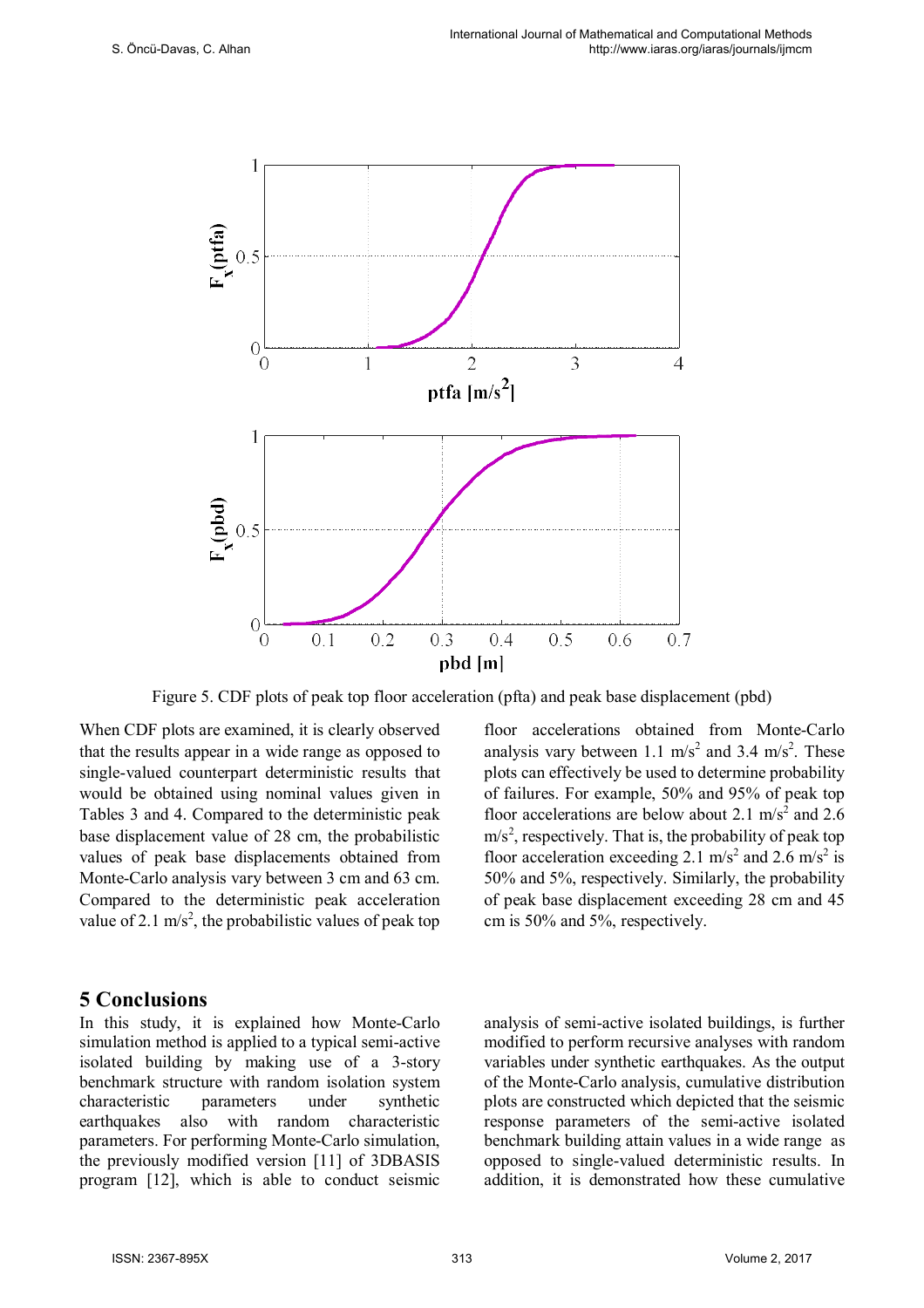$F_x$(ptfa)

1

0.5

0

0 1 2 3 4

ptfa [m/s$^2$]

$F_x$(pbd)

1

0.5

0

0 0.1 0.2 0.3 0.4 0.5 0.6 0.7

pbd [m]

Figure 5. CDF plots of peak top floor acceleration (pfta) and peak base displacement (pbd)

When CDF plots are examined, it is clearly observed that the results appear in a wide range as opposed to single-valued counterpart deterministic results that would be obtained using nominal values given in Tables 3 and 4. Compared to the deterministic peak base displacement value of 28 cm, the probabilistic values of peak base displacements obtained from Monte-Carlo analysis vary between 3 cm and 63 cm. Compared to the deterministic peak acceleration value of 2.1 m/s$^2$, the probabilistic values of peak top floor accelerations obtained from Monte-Carlo analysis vary between 1.1 m/s$^2$ and 3.4 m/s$^2$. These plots can effectively be used to determine probability of failures. For example, 50% and 95% of peak top floor accelerations are below about 2.1 m/s$^2$ and 2.6 m/s$^2$, respectively. That is, the probability of peak top floor acceleration exceeding 2.1 m/s$^2$ and 2.6 m/s$^2$ is 50% and 5%, respectively. Similarly, the probability of peak base displacement exceeding 28 cm and 45 cm is 50% and 5%, respectively.

## 5 Conclusions

In this study, it is explained how Monte-Carlo simulation method is applied to a typical semi-active isolated building by making use of a 3-story benchmark structure with random isolation system characteristic parameters under synthetic earthquakes also with random characteristic parameters. For performing Monte-Carlo simulation, the previously modified version [11] of 3DBASIS program [12], which is able to conduct seismic analysis of semi-active isolated buildings, is further modified to perform recursive analyses with random variables under synthetic earthquakes. As the output of the Monte-Carlo analysis, cumulative distribution plots are constructed which depicted that the seismic response parameters of the semi-active isolated benchmark building attain values in a wide range as opposed to single-valued deterministic results. In addition, it is demonstrated how these cumulative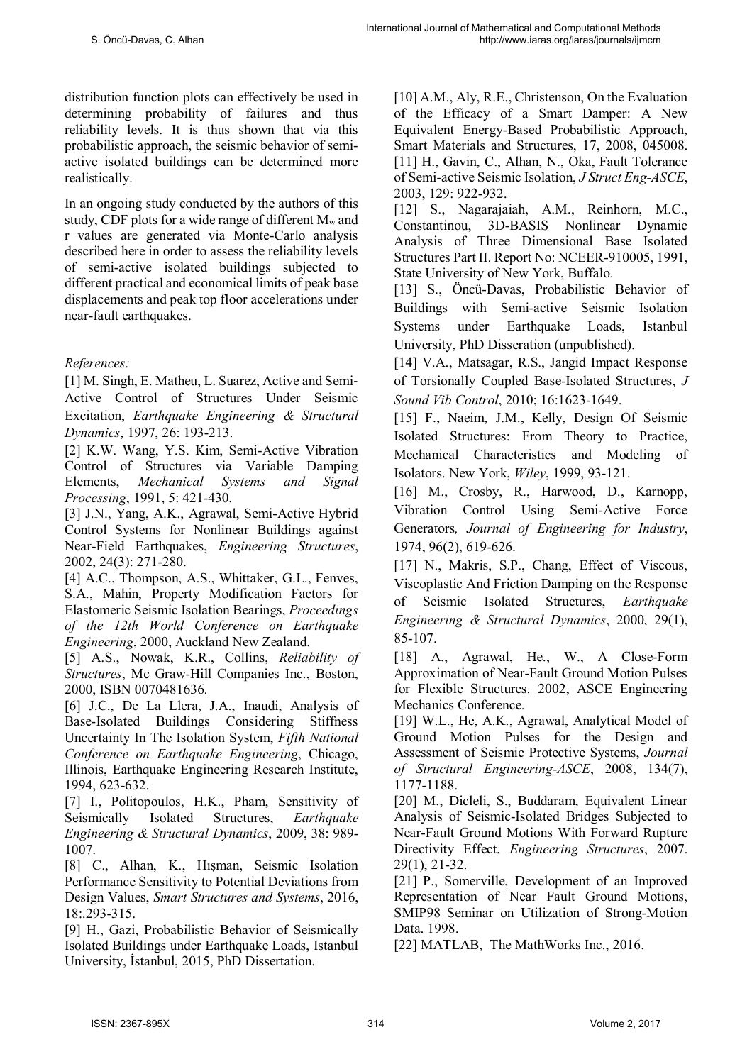distribution function plots can effectively be used in determining probability of failures and thus reliability levels. It is thus shown that via this probabilistic approach, the seismic behavior of semi-active isolated buildings can be determined more realistically.

In an ongoing study conducted by the authors of this study, CDF plots for a wide range of different $M_w$ and r values are generated via Monte-Carlo analysis described here in order to assess the reliability levels of semi-active isolated buildings subjected to different practical and economical limits of peak base displacements and peak top floor accelerations under near-fault earthquakes.

*References:*

[1] M. Singh, E. Matheu, L. Suarez, Active and Semi-Active Control of Structures Under Seismic Excitation, *Earthquake Engineering & Structural Dynamics*, 1997, 26: 193-213.

[2] K.W. Wang, Y.S. Kim, Semi-Active Vibration Control of Structures via Variable Damping Elements, *Mechanical Systems and Signal Processing*, 1991, 5: 421-430.

[3] J.N., Yang, A.K., Agrawal, Semi-Active Hybrid Control Systems for Nonlinear Buildings against Near-Field Earthquakes, *Engineering Structures*, 2002, 24(3): 271-280.

[4] A.C., Thompson, A.S., Whittaker, G.L., Fenves, S.A., Mahin, Property Modification Factors for Elastomeric Seismic Isolation Bearings, *Proceedings of the 12th World Conference on Earthquake Engineering*, 2000, Auckland New Zealand.

[5] A.S., Nowak, K.R., Collins, *Reliability of Structures*, Mc Graw-Hill Companies Inc., Boston, 2000, ISBN 0070481636.

[6] J.C., De La Llera, J.A., Inaudi, Analysis of Base-Isolated Buildings Considering Stiffness Uncertainty In The Isolation System, *Fifth National Conference on Earthquake Engineering*, Chicago, Illinois, Earthquake Engineering Research Institute, 1994, 623-632.

[7] I., Politopoulos, H.K., Pham, Sensitivity of Seismically Isolated Structures, *Earthquake Engineering & Structural Dynamics*, 2009, 38: 989-1007.

[8] C., Alhan, K., Hışman, Seismic Isolation Performance Sensitivity to Potential Deviations from Design Values, *Smart Structures and Systems*, 2016, 18:.293-315.

[9] H., Gazi, Probabilistic Behavior of Seismically Isolated Buildings under Earthquake Loads, Istanbul University, İstanbul, 2015, PhD Dissertation.

[10] A.M., Aly, R.E., Christenson, On the Evaluation of the Efficacy of a Smart Damper: A New Equivalent Energy-Based Probabilistic Approach, Smart Materials and Structures, 17, 2008, 045008.

[11] H., Gavin, C., Alhan, N., Oka, Fault Tolerance of Semi-active Seismic Isolation, *J Struct Eng-ASCE*, 2003, 129: 922-932.

[12] S., Nagarajaiah, A.M., Reinhorn, M.C., Constantinou, 3D-BASIS Nonlinear Dynamic Analysis of Three Dimensional Base Isolated Structures Part II. Report No: NCEER-910005, 1991, State University of New York, Buffalo.

[13] S., Öncü-Davas, Probabilistic Behavior of Buildings with Semi-active Seismic Isolation Systems under Earthquake Loads, Istanbul University, PhD Disseration (unpublished).

[14] V.A., Matsagar, R.S., Jangid Impact Response of Torsionally Coupled Base-Isolated Structures, *J Sound Vib Control*, 2010; 16:1623-1649.

[15] F., Naeim, J.M., Kelly, Design Of Seismic Isolated Structures: From Theory to Practice, Mechanical Characteristics and Modeling of Isolators. New York, *Wiley*, 1999, 93-121.

[16] M., Crosby, R., Harwood, D., Karnopp, Vibration Control Using Semi-Active Force Generators*, Journal of Engineering for Industry*, 1974, 96(2), 619-626.

[17] N., Makris, S.P., Chang, Effect of Viscous, Viscoplastic And Friction Damping on the Response of Seismic Isolated Structures, *Earthquake Engineering & Structural Dynamics*, 2000, 29(1), 85-107.

[18] A., Agrawal, He., W., A Close-Form Approximation of Near-Fault Ground Motion Pulses for Flexible Structures. 2002, ASCE Engineering Mechanics Conference.

[19] W.L., He, A.K., Agrawal, Analytical Model of Ground Motion Pulses for the Design and Assessment of Seismic Protective Systems, *Journal of Structural Engineering-ASCE*, 2008, 134(7), 1177-1188.

[20] M., Dicleli, S., Buddaram, Equivalent Linear Analysis of Seismic-Isolated Bridges Subjected to Near-Fault Ground Motions With Forward Rupture Directivity Effect, *Engineering Structures*, 2007. 29(1), 21-32.

[21] P., Somerville, Development of an Improved Representation of Near Fault Ground Motions, SMIP98 Seminar on Utilization of Strong-Motion Data. 1998.

[22] MATLAB, The MathWorks Inc., 2016.